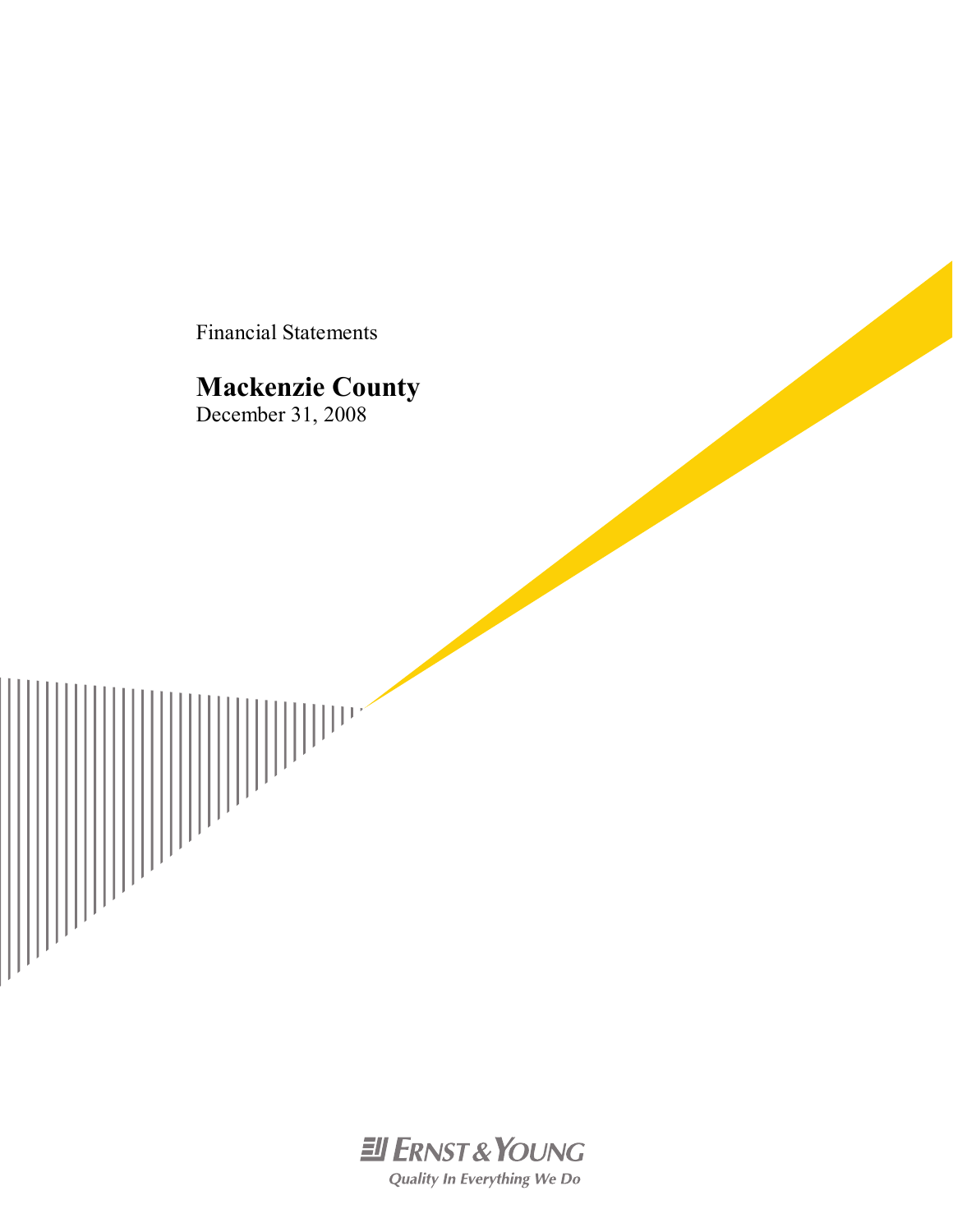Financial Statements

# Mackenzie County

December 31, 2008

ERNST & YOUNG

*Quality In Everything We Do*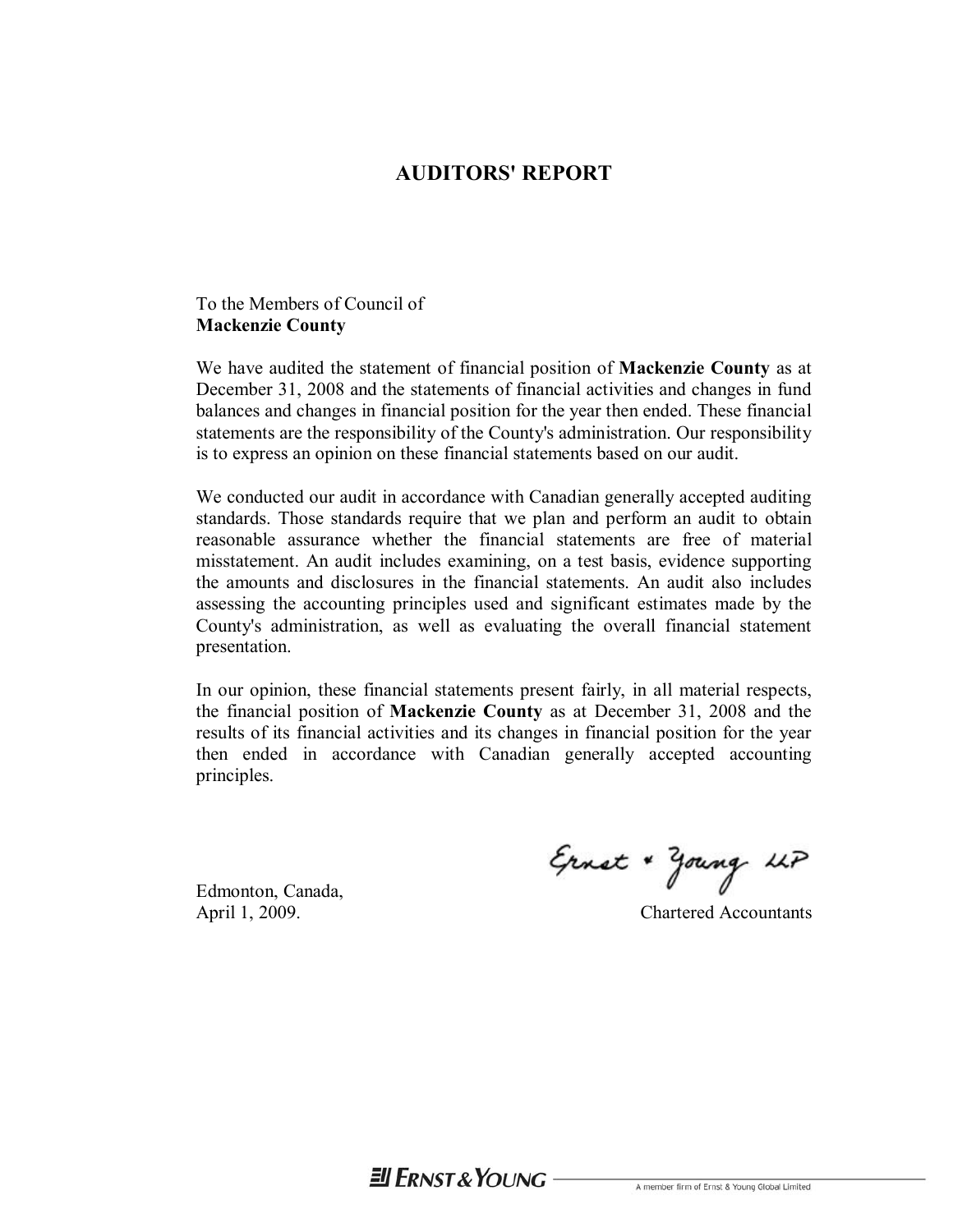# AUDITORS' REPORT

To the Members of Council of
**Mackenzie County**

We have audited the statement of financial position of **Mackenzie County** as at December 31, 2008 and the statements of financial activities and changes in fund balances and changes in financial position for the year then ended. These financial statements are the responsibility of the County's administration. Our responsibility is to express an opinion on these financial statements based on our audit.

We conducted our audit in accordance with Canadian generally accepted auditing standards. Those standards require that we plan and perform an audit to obtain reasonable assurance whether the financial statements are free of material misstatement. An audit includes examining, on a test basis, evidence supporting the amounts and disclosures in the financial statements. An audit also includes assessing the accounting principles used and significant estimates made by the County's administration, as well as evaluating the overall financial statement presentation.

In our opinion, these financial statements present fairly, in all material respects, the financial position of **Mackenzie County** as at December 31, 2008 and the results of its financial activities and its changes in financial position for the year then ended in accordance with Canadian generally accepted accounting principles.

Edmonton, Canada,
April 1, 2009.

Ernst & Young LLP
Chartered Accountants

ERNST & YOUNG — A member firm of Ernst & Young Global Limited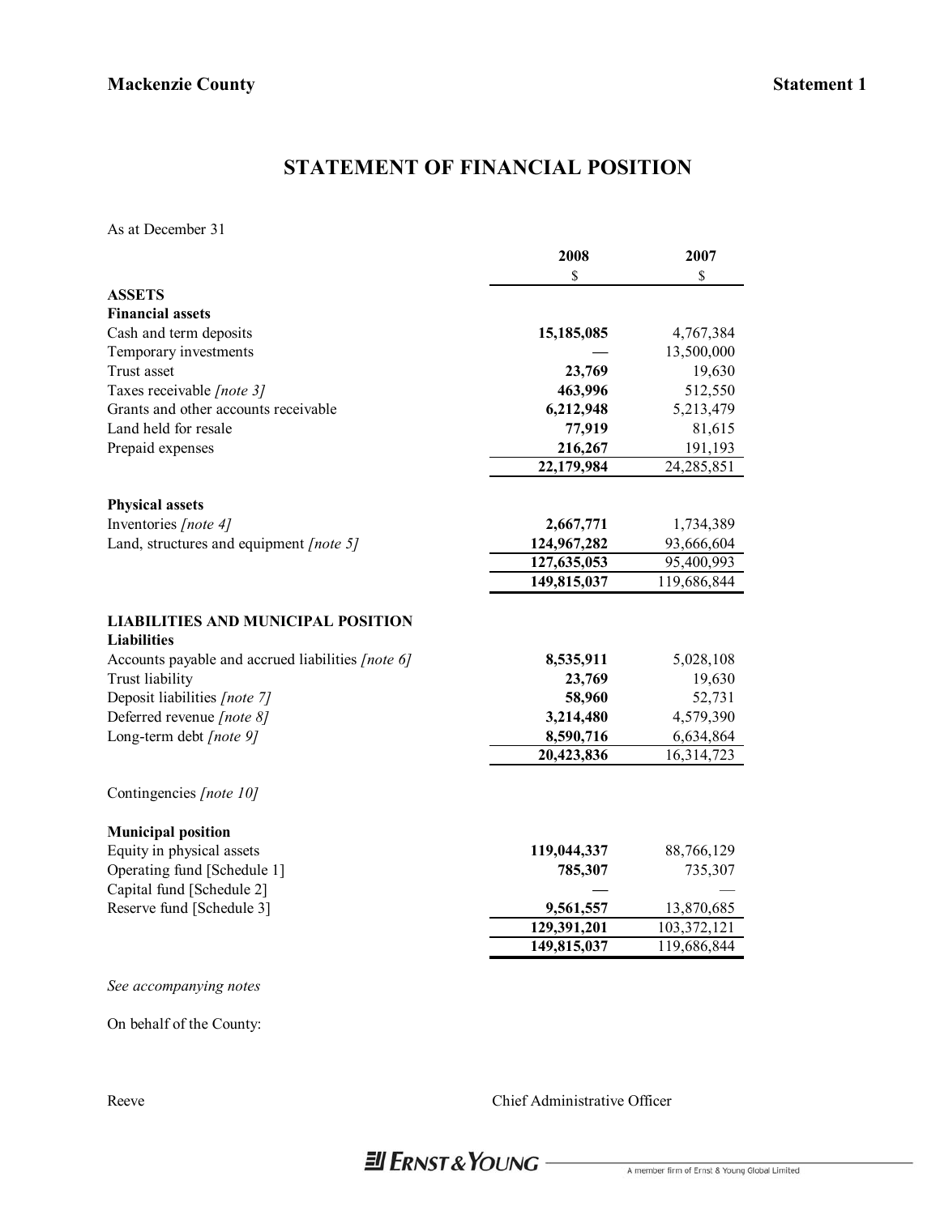**Mackenzie County** **Statement 1**

# STATEMENT OF FINANCIAL POSITION

As at December 31

| | 2008 | 2007 |
|---|---|---|
| | $ | $ |
| **ASSETS** | | |
| **Financial assets** | | |
| Cash and term deposits | **15,185,085** | 4,767,384 |
| Temporary investments | **—** | 13,500,000 |
| Trust asset | **23,769** | 19,630 |
| Taxes receivable *[note 3]* | **463,996** | 512,550 |
| Grants and other accounts receivable | **6,212,948** | 5,213,479 |
| Land held for resale | **77,919** | 81,615 |
| Prepaid expenses | **216,267** | 191,193 |
| | **22,179,984** | 24,285,851 |
| **Physical assets** | | |
| Inventories *[note 4]* | **2,667,771** | 1,734,389 |
| Land, structures and equipment *[note 5]* | **124,967,282** | 93,666,604 |
| | **127,635,053** | 95,400,993 |
| | **149,815,037** | 119,686,844 |
| **LIABILITIES AND MUNICIPAL POSITION** | | |
| **Liabilities** | | |
| Accounts payable and accrued liabilities *[note 6]* | **8,535,911** | 5,028,108 |
| Trust liability | **23,769** | 19,630 |
| Deposit liabilities *[note 7]* | **58,960** | 52,731 |
| Deferred revenue *[note 8]* | **3,214,480** | 4,579,390 |
| Long-term debt *[note 9]* | **8,590,716** | 6,634,864 |
| | **20,423,836** | 16,314,723 |
| Contingencies *[note 10]* | | |
| **Municipal position** | | |
| Equity in physical assets | **119,044,337** | 88,766,129 |
| Operating fund [Schedule 1] | **785,307** | 735,307 |
| Capital fund [Schedule 2] | **—** | — |
| Reserve fund [Schedule 3] | **9,561,557** | 13,870,685 |
| | **129,391,201** | 103,372,121 |
| | **149,815,037** | 119,686,844 |

*See accompanying notes*

On behalf of the County:

Reeve

Chief Administrative Officer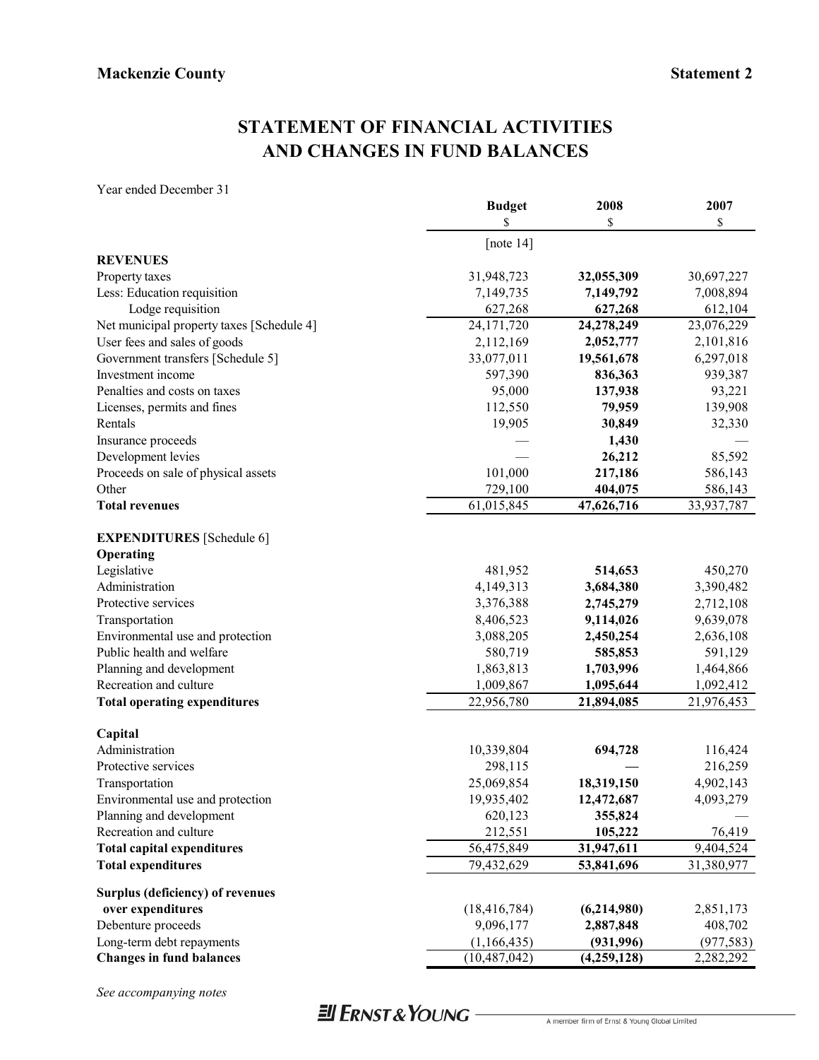**Mackenzie County** **Statement 2**

# STATEMENT OF FINANCIAL ACTIVITIES AND CHANGES IN FUND BALANCES

Year ended December 31

| | Budget | 2008 | 2007 |
|---|---|---|---|
| | $ | $ | $ |
| | [note 14] | | |
| **REVENUES** | | | |
| Property taxes | 31,948,723 | **32,055,309** | 30,697,227 |
| Less: Education requisition | 7,149,735 | **7,149,792** | 7,008,894 |
| Lodge requisition | 627,268 | **627,268** | 612,104 |
| Net municipal property taxes [Schedule 4] | 24,171,720 | **24,278,249** | 23,076,229 |
| User fees and sales of goods | 2,112,169 | **2,052,777** | 2,101,816 |
| Government transfers [Schedule 5] | 33,077,011 | **19,561,678** | 6,297,018 |
| Investment income | 597,390 | **836,363** | 939,387 |
| Penalties and costs on taxes | 95,000 | **137,938** | 93,221 |
| Licenses, permits and fines | 112,550 | **79,959** | 139,908 |
| Rentals | 19,905 | **30,849** | 32,330 |
| Insurance proceeds | — | **1,430** | — |
| Development levies | — | **26,212** | 85,592 |
| Proceeds on sale of physical assets | 101,000 | **217,186** | 586,143 |
| Other | 729,100 | **404,075** | 586,143 |
| **Total revenues** | 61,015,845 | **47,626,716** | 33,937,787 |
| | | | |
| **EXPENDITURES** [Schedule 6] | | | |
| **Operating** | | | |
| Legislative | 481,952 | **514,653** | 450,270 |
| Administration | 4,149,313 | **3,684,380** | 3,390,482 |
| Protective services | 3,376,388 | **2,745,279** | 2,712,108 |
| Transportation | 8,406,523 | **9,114,026** | 9,639,078 |
| Environmental use and protection | 3,088,205 | **2,450,254** | 2,636,108 |
| Public health and welfare | 580,719 | **585,853** | 591,129 |
| Planning and development | 1,863,813 | **1,703,996** | 1,464,866 |
| Recreation and culture | 1,009,867 | **1,095,644** | 1,092,412 |
| **Total operating expenditures** | 22,956,780 | **21,894,085** | 21,976,453 |
| | | | |
| **Capital** | | | |
| Administration | 10,339,804 | **694,728** | 116,424 |
| Protective services | 298,115 | **—** | 216,259 |
| Transportation | 25,069,854 | **18,319,150** | 4,902,143 |
| Environmental use and protection | 19,935,402 | **12,472,687** | 4,093,279 |
| Planning and development | 620,123 | **355,824** | — |
| Recreation and culture | 212,551 | **105,222** | 76,419 |
| **Total capital expenditures** | 56,475,849 | **31,947,611** | 9,404,524 |
| **Total expenditures** | 79,432,629 | **53,841,696** | 31,380,977 |
| | | | |
| **Surplus (deficiency) of revenues over expenditures** | (18,416,784) | **(6,214,980)** | 2,851,173 |
| Debenture proceeds | 9,096,177 | **2,887,848** | 408,702 |
| Long-term debt repayments | (1,166,435) | **(931,996)** | (977,583) |
| **Changes in fund balances** | (10,487,042) | **(4,259,128)** | 2,282,292 |

*See accompanying notes*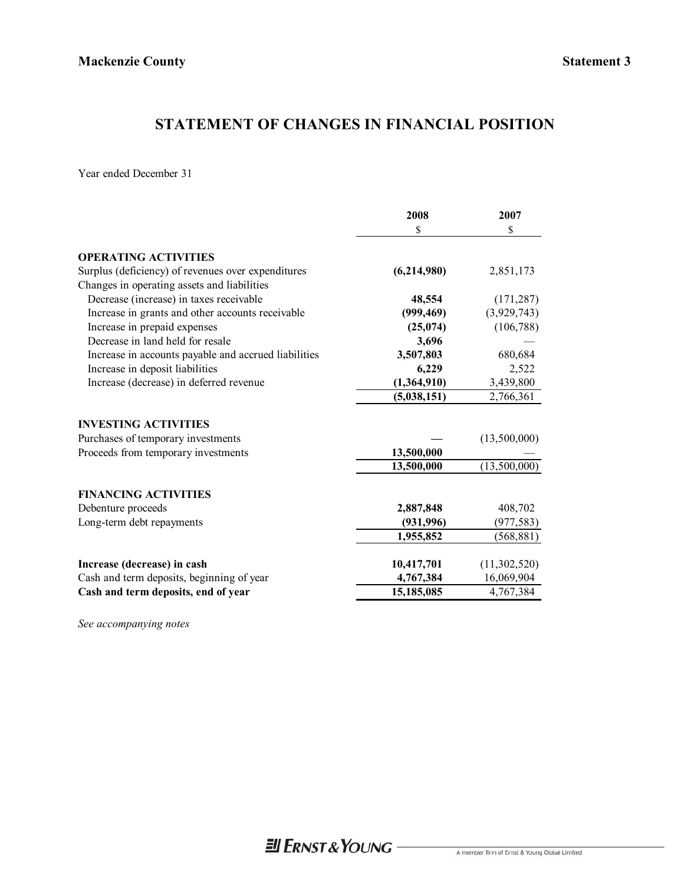**Mackenzie County** **Statement 3**

# STATEMENT OF CHANGES IN FINANCIAL POSITION

Year ended December 31

| | 2008 | 2007 |
|---|---|---|
| | $ | $ |
| **OPERATING ACTIVITIES** | | |
| Surplus (deficiency) of revenues over expenditures | **(6,214,980)** | 2,851,173 |
| Changes in operating assets and liabilities | | |
| Decrease (increase) in taxes receivable | **48,554** | (171,287) |
| Increase in grants and other accounts receivable | **(999,469)** | (3,929,743) |
| Increase in prepaid expenses | **(25,074)** | (106,788) |
| Decrease in land held for resale | **3,696** | — |
| Increase in accounts payable and accrued liabilities | **3,507,803** | 680,684 |
| Increase in deposit liabilities | **6,229** | 2,522 |
| Increase (decrease) in deferred revenue | **(1,364,910)** | 3,439,800 |
| | **(5,038,151)** | 2,766,361 |
| **INVESTING ACTIVITIES** | | |
| Purchases of temporary investments | **—** | (13,500,000) |
| Proceeds from temporary investments | **13,500,000** | — |
| | **13,500,000** | (13,500,000) |
| **FINANCING ACTIVITIES** | | |
| Debenture proceeds | **2,887,848** | 408,702 |
| Long-term debt repayments | **(931,996)** | (977,583) |
| | **1,955,852** | (568,881) |
| **Increase (decrease) in cash** | **10,417,701** | (11,302,520) |
| Cash and term deposits, beginning of year | **4,767,384** | 16,069,904 |
| **Cash and term deposits, end of year** | **15,185,085** | 4,767,384 |

*See accompanying notes*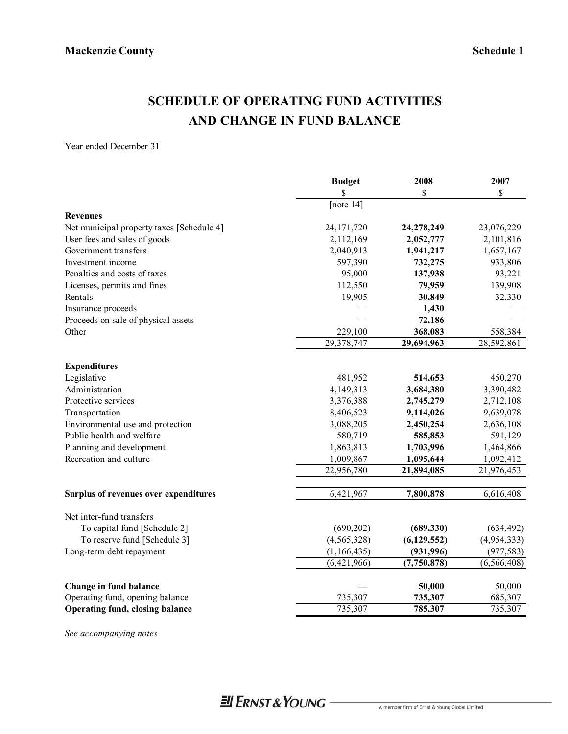**Mackenzie County** **Schedule 1**

# SCHEDULE OF OPERATING FUND ACTIVITIES AND CHANGE IN FUND BALANCE

Year ended December 31

| | Budget | 2008 | 2007 |
|---|---|---|---|
| | $ | $ | $ |
| | [note 14] | | |
| **Revenues** | | | |
| Net municipal property taxes [Schedule 4] | 24,171,720 | **24,278,249** | 23,076,229 |
| User fees and sales of goods | 2,112,169 | **2,052,777** | 2,101,816 |
| Government transfers | 2,040,913 | **1,941,217** | 1,657,167 |
| Investment income | 597,390 | **732,275** | 933,806 |
| Penalties and costs of taxes | 95,000 | **137,938** | 93,221 |
| Licenses, permits and fines | 112,550 | **79,959** | 139,908 |
| Rentals | 19,905 | **30,849** | 32,330 |
| Insurance proceeds | — | **1,430** | — |
| Proceeds on sale of physical assets | — | **72,186** | — |
| Other | 229,100 | **368,083** | 558,384 |
| | 29,378,747 | **29,694,963** | 28,592,861 |
| **Expenditures** | | | |
| Legislative | 481,952 | **514,653** | 450,270 |
| Administration | 4,149,313 | **3,684,380** | 3,390,482 |
| Protective services | 3,376,388 | **2,745,279** | 2,712,108 |
| Transportation | 8,406,523 | **9,114,026** | 9,639,078 |
| Environmental use and protection | 3,088,205 | **2,450,254** | 2,636,108 |
| Public health and welfare | 580,719 | **585,853** | 591,129 |
| Planning and development | 1,863,813 | **1,703,996** | 1,464,866 |
| Recreation and culture | 1,009,867 | **1,095,644** | 1,092,412 |
| | 22,956,780 | **21,894,085** | 21,976,453 |
| **Surplus of revenues over expenditures** | 6,421,967 | **7,800,878** | 6,616,408 |
| Net inter-fund transfers | | | |
| To capital fund [Schedule 2] | (690,202) | **(689,330)** | (634,492) |
| To reserve fund [Schedule 3] | (4,565,328) | **(6,129,552)** | (4,954,333) |
| Long-term debt repayment | (1,166,435) | **(931,996)** | (977,583) |
| | (6,421,966) | **(7,750,878)** | (6,566,408) |
| **Change in fund balance** | — | **50,000** | 50,000 |
| Operating fund, opening balance | 735,307 | **735,307** | 685,307 |
| **Operating fund, closing balance** | 735,307 | **785,307** | 735,307 |

*See accompanying notes*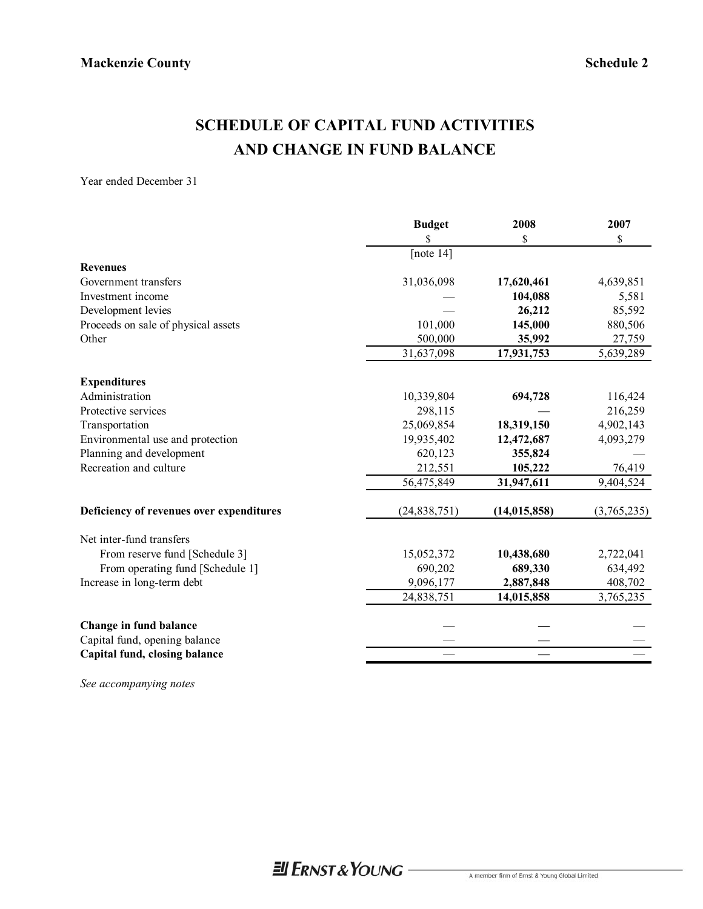**Mackenzie County** **Schedule 2**

# SCHEDULE OF CAPITAL FUND ACTIVITIES AND CHANGE IN FUND BALANCE

Year ended December 31

| | Budget | 2008 | 2007 |
|---|---|---|---|
| | $ | $ | $ |
| | [note 14] | | |
| **Revenues** | | | |
| Government transfers | 31,036,098 | **17,620,461** | 4,639,851 |
| Investment income | — | **104,088** | 5,581 |
| Development levies | — | **26,212** | 85,592 |
| Proceeds on sale of physical assets | 101,000 | **145,000** | 880,506 |
| Other | 500,000 | **35,992** | 27,759 |
| | 31,637,098 | **17,931,753** | 5,639,289 |
| **Expenditures** | | | |
| Administration | 10,339,804 | **694,728** | 116,424 |
| Protective services | 298,115 | **—** | 216,259 |
| Transportation | 25,069,854 | **18,319,150** | 4,902,143 |
| Environmental use and protection | 19,935,402 | **12,472,687** | 4,093,279 |
| Planning and development | 620,123 | **355,824** | — |
| Recreation and culture | 212,551 | **105,222** | 76,419 |
| | 56,475,849 | **31,947,611** | 9,404,524 |
| **Deficiency of revenues over expenditures** | (24,838,751) | **(14,015,858)** | (3,765,235) |
| Net inter-fund transfers | | | |
| From reserve fund [Schedule 3] | 15,052,372 | **10,438,680** | 2,722,041 |
| From operating fund [Schedule 1] | 690,202 | **689,330** | 634,492 |
| Increase in long-term debt | 9,096,177 | **2,887,848** | 408,702 |
| | 24,838,751 | **14,015,858** | 3,765,235 |
| **Change in fund balance** | — | **—** | — |
| Capital fund, opening balance | — | **—** | — |
| **Capital fund, closing balance** | — | **—** | — |

*See accompanying notes*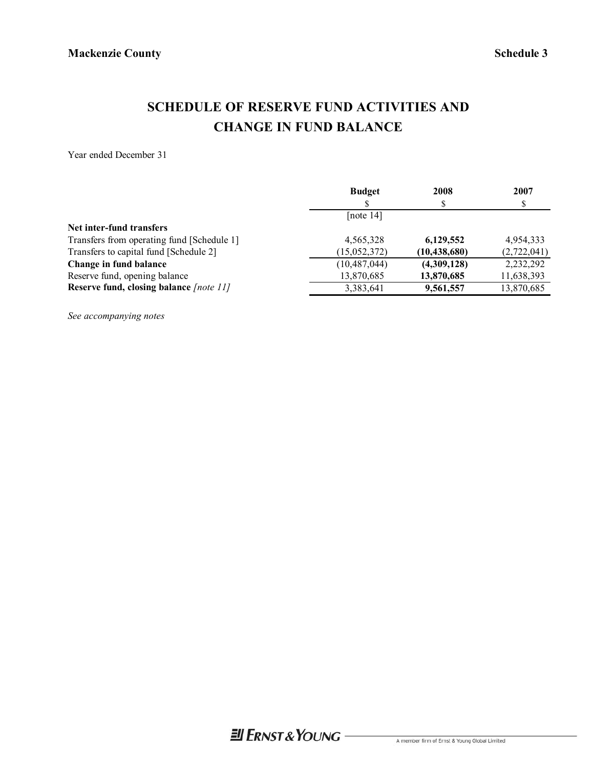**Mackenzie County** **Schedule 3**

# SCHEDULE OF RESERVE FUND ACTIVITIES AND CHANGE IN FUND BALANCE

Year ended December 31

| | Budget | 2008 | 2007 |
|---|---|---|---|
| | $ | $ | $ |
| | [note 14] | | |
| **Net inter-fund transfers** | | | |
| Transfers from operating fund [Schedule 1] | 4,565,328 | **6,129,552** | 4,954,333 |
| Transfers to capital fund [Schedule 2] | (15,052,372) | **(10,438,680)** | (2,722,041) |
| **Change in fund balance** | (10,487,044) | **(4,309,128)** | 2,232,292 |
| Reserve fund, opening balance | 13,870,685 | **13,870,685** | 11,638,393 |
| **Reserve fund, closing balance** *[note 11]* | 3,383,641 | **9,561,557** | 13,870,685 |

*See accompanying notes*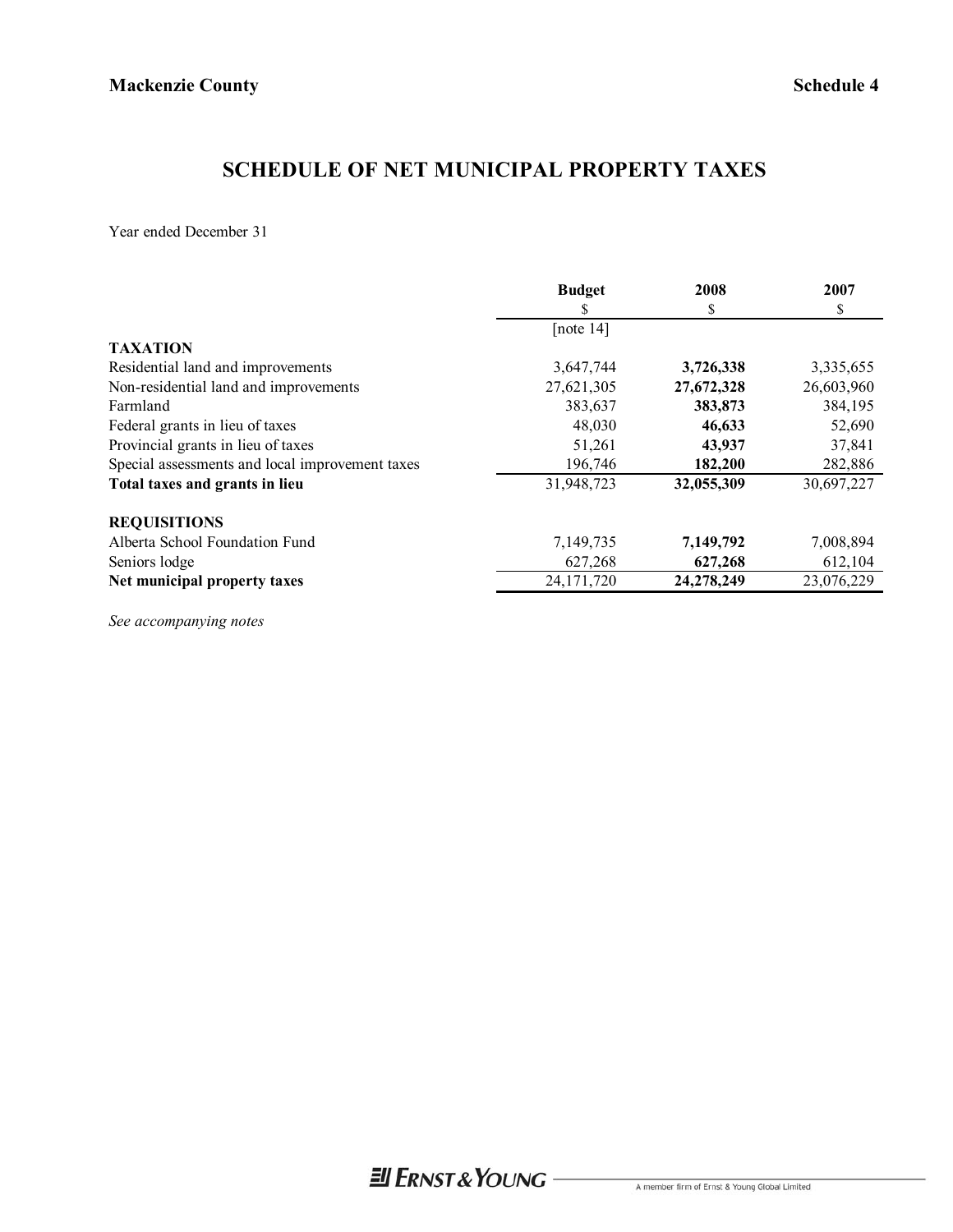**Mackenzie County** **Schedule 4**

# SCHEDULE OF NET MUNICIPAL PROPERTY TAXES

Year ended December 31

| | Budget<br>$<br>[note 14] | 2008<br>$ | 2007<br>$ |
|---|---|---|---|
| **TAXATION** | | | |
| Residential land and improvements | 3,647,744 | **3,726,338** | 3,335,655 |
| Non-residential land and improvements | 27,621,305 | **27,672,328** | 26,603,960 |
| Farmland | 383,637 | **383,873** | 384,195 |
| Federal grants in lieu of taxes | 48,030 | **46,633** | 52,690 |
| Provincial grants in lieu of taxes | 51,261 | **43,937** | 37,841 |
| Special assessments and local improvement taxes | 196,746 | **182,200** | 282,886 |
| **Total taxes and grants in lieu** | 31,948,723 | **32,055,309** | 30,697,227 |
| **REQUISITIONS** | | | |
| Alberta School Foundation Fund | 7,149,735 | **7,149,792** | 7,008,894 |
| Seniors lodge | 627,268 | **627,268** | 612,104 |
| **Net municipal property taxes** | 24,171,720 | **24,278,249** | 23,076,229 |

*See accompanying notes*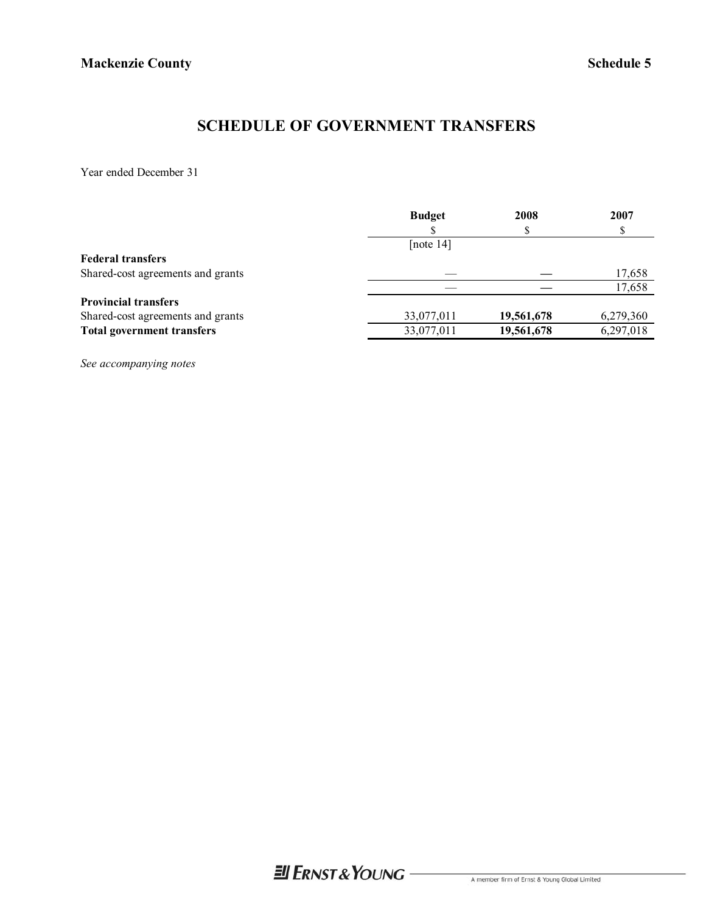**Mackenzie County** **Schedule 5**

# SCHEDULE OF GOVERNMENT TRANSFERS

Year ended December 31

| | Budget | 2008 | 2007 |
|---|---|---|---|
| | $ | $ | $ |
| | [note 14] | | |
| **Federal transfers** | | | |
| Shared-cost agreements and grants | — | **—** | 17,658 |
| | — | **—** | 17,658 |
| **Provincial transfers** | | | |
| Shared-cost agreements and grants | 33,077,011 | **19,561,678** | 6,279,360 |
| **Total government transfers** | 33,077,011 | **19,561,678** | 6,297,018 |

*See accompanying notes*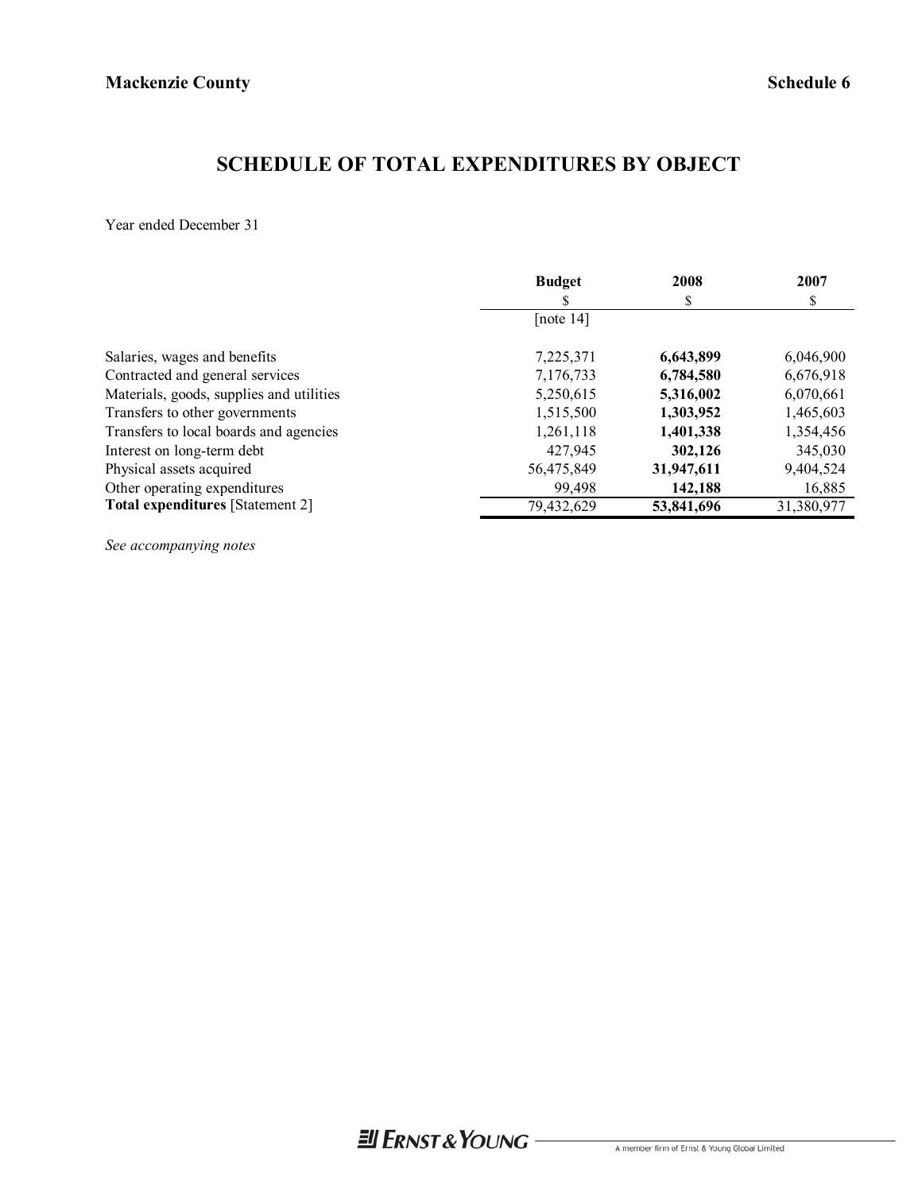**Mackenzie County** **Schedule 6**

# SCHEDULE OF TOTAL EXPENDITURES BY OBJECT

Year ended December 31

| | Budget<br>$<br>[note 14] | 2008<br>$ | 2007<br>$ |
|---|---|---|---|
| Salaries, wages and benefits | 7,225,371 | **6,643,899** | 6,046,900 |
| Contracted and general services | 7,176,733 | **6,784,580** | 6,676,918 |
| Materials, goods, supplies and utilities | 5,250,615 | **5,316,002** | 6,070,661 |
| Transfers to other governments | 1,515,500 | **1,303,952** | 1,465,603 |
| Transfers to local boards and agencies | 1,261,118 | **1,401,338** | 1,354,456 |
| Interest on long-term debt | 427,945 | **302,126** | 345,030 |
| Physical assets acquired | 56,475,849 | **31,947,611** | 9,404,524 |
| Other operating expenditures | 99,498 | **142,188** | 16,885 |
| **Total expenditures** [Statement 2] | 79,432,629 | **53,841,696** | 31,380,977 |

*See accompanying notes*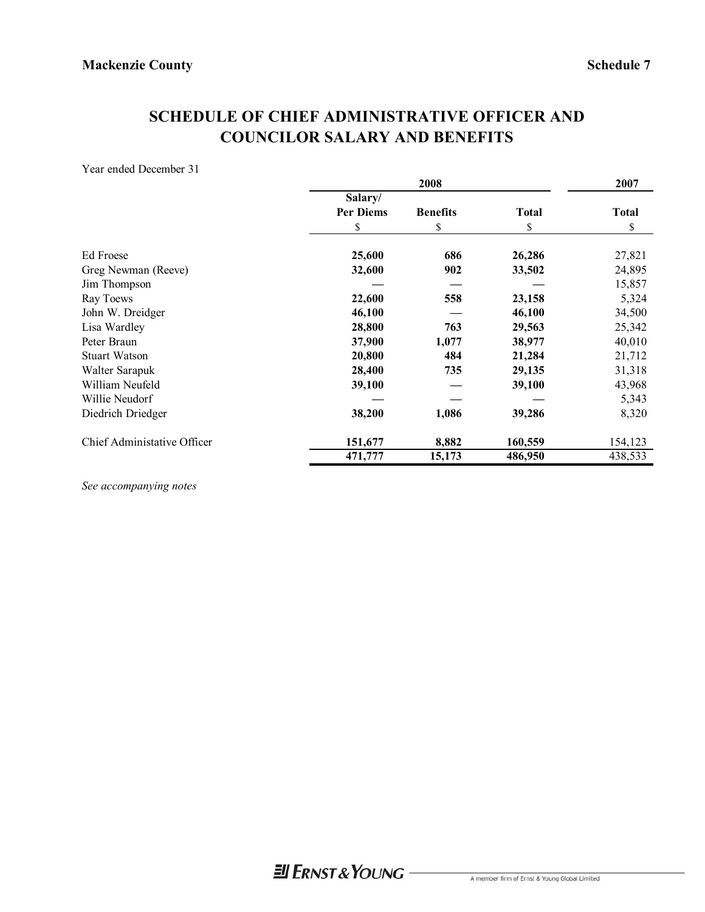Mackenzie County

Schedule 7

# SCHEDULE OF CHIEF ADMINISTRATIVE OFFICER AND COUNCILOR SALARY AND BENEFITS

Year ended December 31

| | 2008 | | | 2007 |
|---|---|---|---|---|
| | **Salary/ Per Diems** | **Benefits** | **Total** | **Total** |
| | $ | $ | $ | $ |
| Ed Froese | **25,600** | **686** | **26,286** | 27,821 |
| Greg Newman (Reeve) | **32,600** | **902** | **33,502** | 24,895 |
| Jim Thompson | **—** | **—** | **—** | 15,857 |
| Ray Toews | **22,600** | **558** | **23,158** | 5,324 |
| John W. Dreidger | **46,100** | **—** | **46,100** | 34,500 |
| Lisa Wardley | **28,800** | **763** | **29,563** | 25,342 |
| Peter Braun | **37,900** | **1,077** | **38,977** | 40,010 |
| Stuart Watson | **20,800** | **484** | **21,284** | 21,712 |
| Walter Sarapuk | **28,400** | **735** | **29,135** | 31,318 |
| William Neufeld | **39,100** | **—** | **39,100** | 43,968 |
| Willie Neudorf | **—** | **—** | **—** | 5,343 |
| Diedrich Driedger | **38,200** | **1,086** | **39,286** | 8,320 |
| Chief Administative Officer | **151,677** | **8,882** | **160,559** | 154,123 |
| | **471,777** | **15,173** | **486,950** | 438,533 |

*See accompanying notes*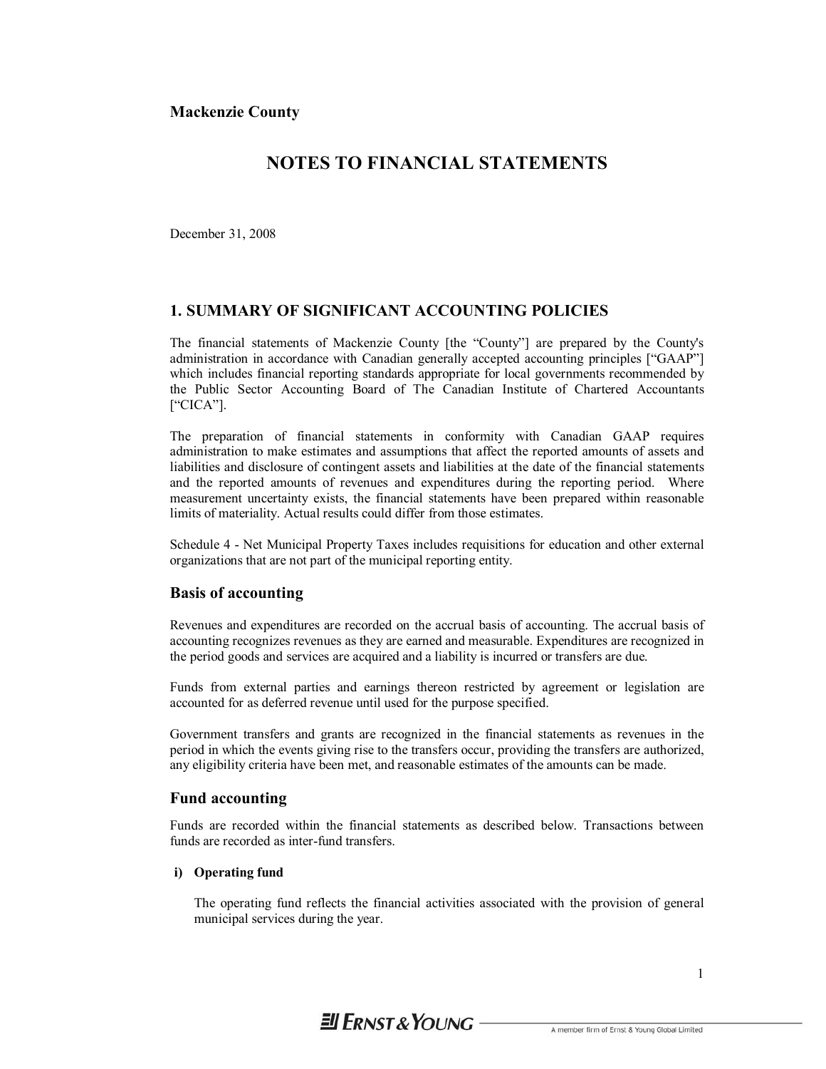**Mackenzie County**

# NOTES TO FINANCIAL STATEMENTS

December 31, 2008

## 1. SUMMARY OF SIGNIFICANT ACCOUNTING POLICIES

The financial statements of Mackenzie County [the "County"] are prepared by the County's administration in accordance with Canadian generally accepted accounting principles ["GAAP"] which includes financial reporting standards appropriate for local governments recommended by the Public Sector Accounting Board of The Canadian Institute of Chartered Accountants ["CICA"].

The preparation of financial statements in conformity with Canadian GAAP requires administration to make estimates and assumptions that affect the reported amounts of assets and liabilities and disclosure of contingent assets and liabilities at the date of the financial statements and the reported amounts of revenues and expenditures during the reporting period. Where measurement uncertainty exists, the financial statements have been prepared within reasonable limits of materiality. Actual results could differ from those estimates.

Schedule 4 - Net Municipal Property Taxes includes requisitions for education and other external organizations that are not part of the municipal reporting entity.

### Basis of accounting

Revenues and expenditures are recorded on the accrual basis of accounting. The accrual basis of accounting recognizes revenues as they are earned and measurable. Expenditures are recognized in the period goods and services are acquired and a liability is incurred or transfers are due.

Funds from external parties and earnings thereon restricted by agreement or legislation are accounted for as deferred revenue until used for the purpose specified.

Government transfers and grants are recognized in the financial statements as revenues in the period in which the events giving rise to the transfers occur, providing the transfers are authorized, any eligibility criteria have been met, and reasonable estimates of the amounts can be made.

### Fund accounting

Funds are recorded within the financial statements as described below. Transactions between funds are recorded as inter-fund transfers.

**i) Operating fund**

The operating fund reflects the financial activities associated with the provision of general municipal services during the year.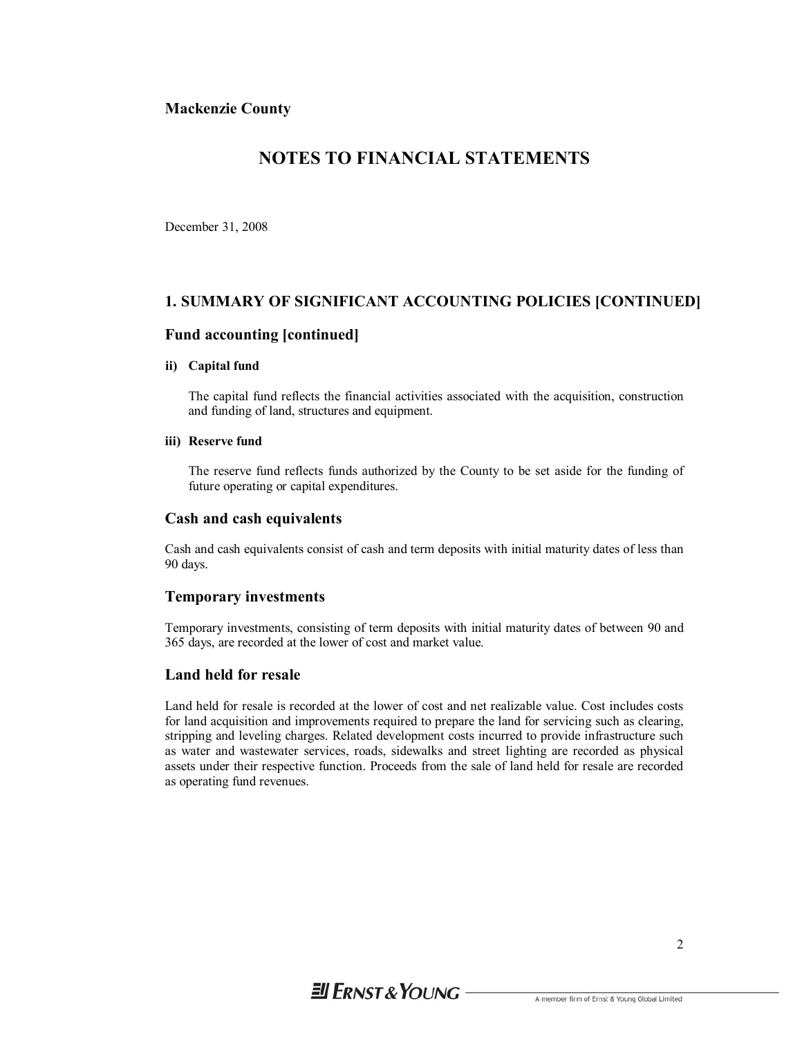**Mackenzie County**

# NOTES TO FINANCIAL STATEMENTS

December 31, 2008

## 1. SUMMARY OF SIGNIFICANT ACCOUNTING POLICIES [CONTINUED]

### Fund accounting [continued]

**ii) Capital fund**

The capital fund reflects the financial activities associated with the acquisition, construction and funding of land, structures and equipment.

**iii) Reserve fund**

The reserve fund reflects funds authorized by the County to be set aside for the funding of future operating or capital expenditures.

### Cash and cash equivalents

Cash and cash equivalents consist of cash and term deposits with initial maturity dates of less than 90 days.

### Temporary investments

Temporary investments, consisting of term deposits with initial maturity dates of between 90 and 365 days, are recorded at the lower of cost and market value.

### Land held for resale

Land held for resale is recorded at the lower of cost and net realizable value. Cost includes costs for land acquisition and improvements required to prepare the land for servicing such as clearing, stripping and leveling charges. Related development costs incurred to provide infrastructure such as water and wastewater services, roads, sidewalks and street lighting are recorded as physical assets under their respective function. Proceeds from the sale of land held for resale are recorded as operating fund revenues.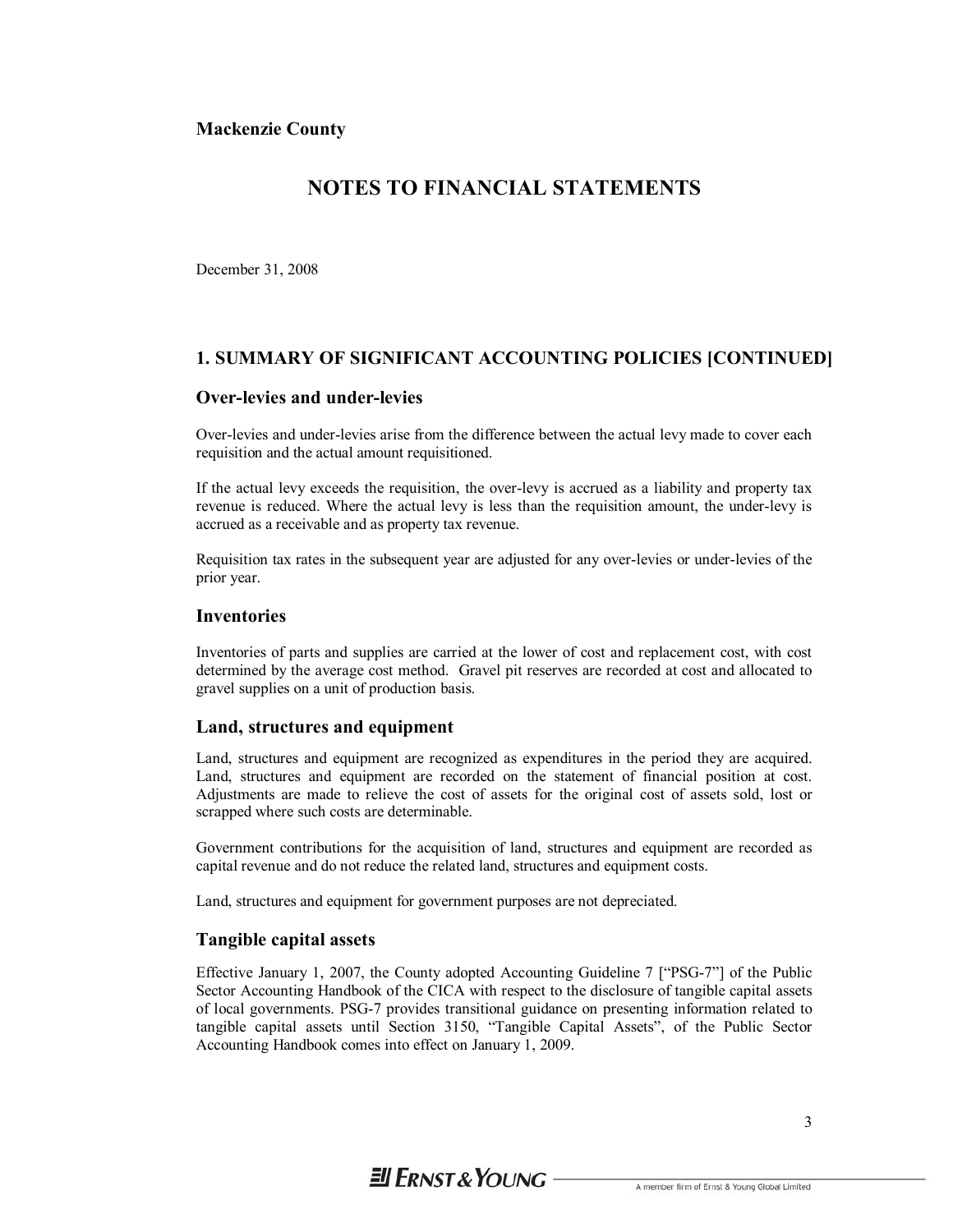**Mackenzie County**

# NOTES TO FINANCIAL STATEMENTS

December 31, 2008

## 1. SUMMARY OF SIGNIFICANT ACCOUNTING POLICIES [CONTINUED]

### Over-levies and under-levies

Over-levies and under-levies arise from the difference between the actual levy made to cover each requisition and the actual amount requisitioned.

If the actual levy exceeds the requisition, the over-levy is accrued as a liability and property tax revenue is reduced. Where the actual levy is less than the requisition amount, the under-levy is accrued as a receivable and as property tax revenue.

Requisition tax rates in the subsequent year are adjusted for any over-levies or under-levies of the prior year.

### Inventories

Inventories of parts and supplies are carried at the lower of cost and replacement cost, with cost determined by the average cost method. Gravel pit reserves are recorded at cost and allocated to gravel supplies on a unit of production basis.

### Land, structures and equipment

Land, structures and equipment are recognized as expenditures in the period they are acquired. Land, structures and equipment are recorded on the statement of financial position at cost. Adjustments are made to relieve the cost of assets for the original cost of assets sold, lost or scrapped where such costs are determinable.

Government contributions for the acquisition of land, structures and equipment are recorded as capital revenue and do not reduce the related land, structures and equipment costs.

Land, structures and equipment for government purposes are not depreciated.

### Tangible capital assets

Effective January 1, 2007, the County adopted Accounting Guideline 7 ["PSG-7"] of the Public Sector Accounting Handbook of the CICA with respect to the disclosure of tangible capital assets of local governments. PSG-7 provides transitional guidance on presenting information related to tangible capital assets until Section 3150, "Tangible Capital Assets", of the Public Sector Accounting Handbook comes into effect on January 1, 2009.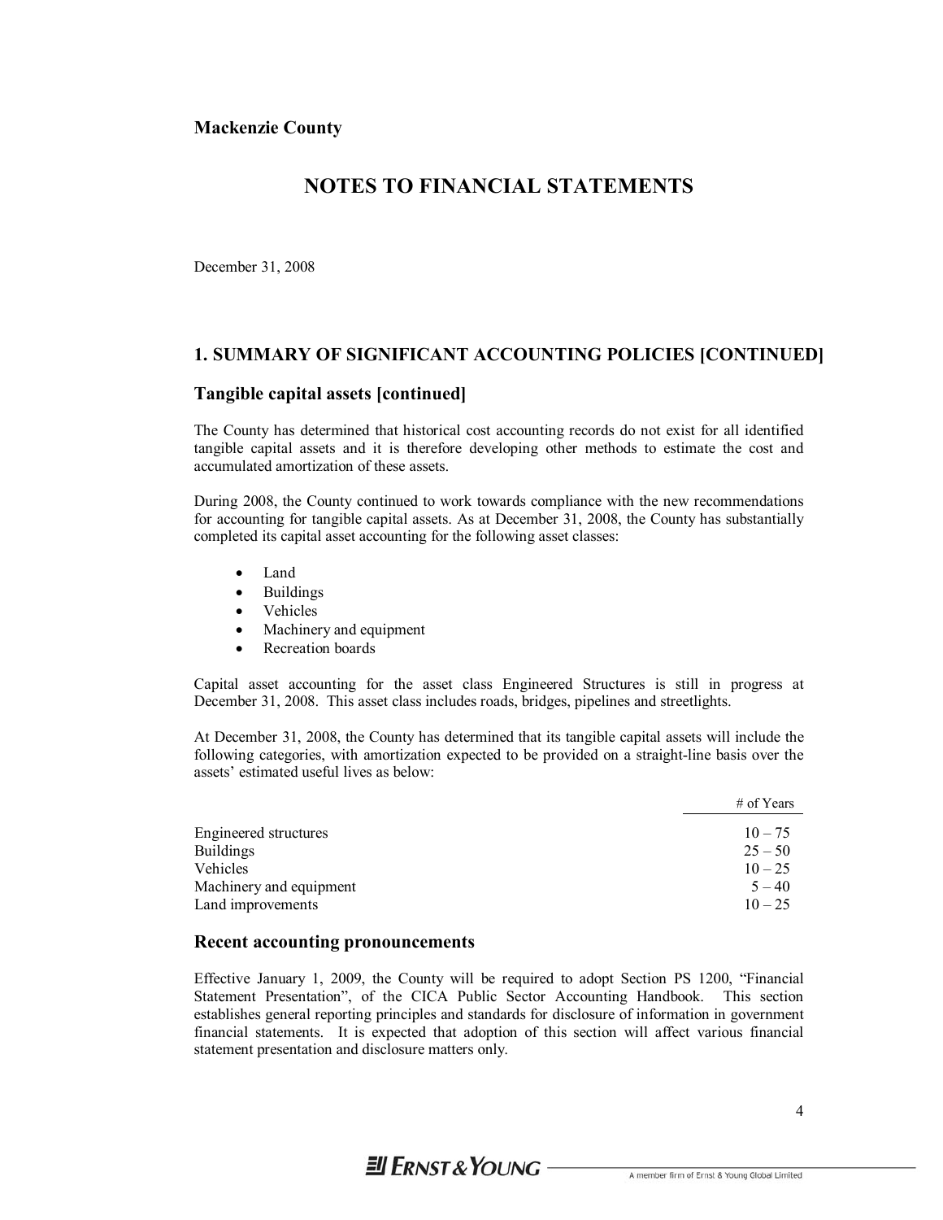**Mackenzie County**

# NOTES TO FINANCIAL STATEMENTS

December 31, 2008

## 1. SUMMARY OF SIGNIFICANT ACCOUNTING POLICIES [CONTINUED]

### Tangible capital assets [continued]

The County has determined that historical cost accounting records do not exist for all identified tangible capital assets and it is therefore developing other methods to estimate the cost and accumulated amortization of these assets.

During 2008, the County continued to work towards compliance with the new recommendations for accounting for tangible capital assets. As at December 31, 2008, the County has substantially completed its capital asset accounting for the following asset classes:

- Land
- Buildings
- Vehicles
- Machinery and equipment
- Recreation boards

Capital asset accounting for the asset class Engineered Structures is still in progress at December 31, 2008. This asset class includes roads, bridges, pipelines and streetlights.

At December 31, 2008, the County has determined that its tangible capital assets will include the following categories, with amortization expected to be provided on a straight-line basis over the assets' estimated useful lives as below:

| | # of Years |
|---|---|
| Engineered structures | 10 – 75 |
| Buildings | 25 – 50 |
| Vehicles | 10 – 25 |
| Machinery and equipment | 5 – 40 |
| Land improvements | 10 – 25 |

### Recent accounting pronouncements

Effective January 1, 2009, the County will be required to adopt Section PS 1200, "Financial Statement Presentation", of the CICA Public Sector Accounting Handbook. This section establishes general reporting principles and standards for disclosure of information in government financial statements. It is expected that adoption of this section will affect various financial statement presentation and disclosure matters only.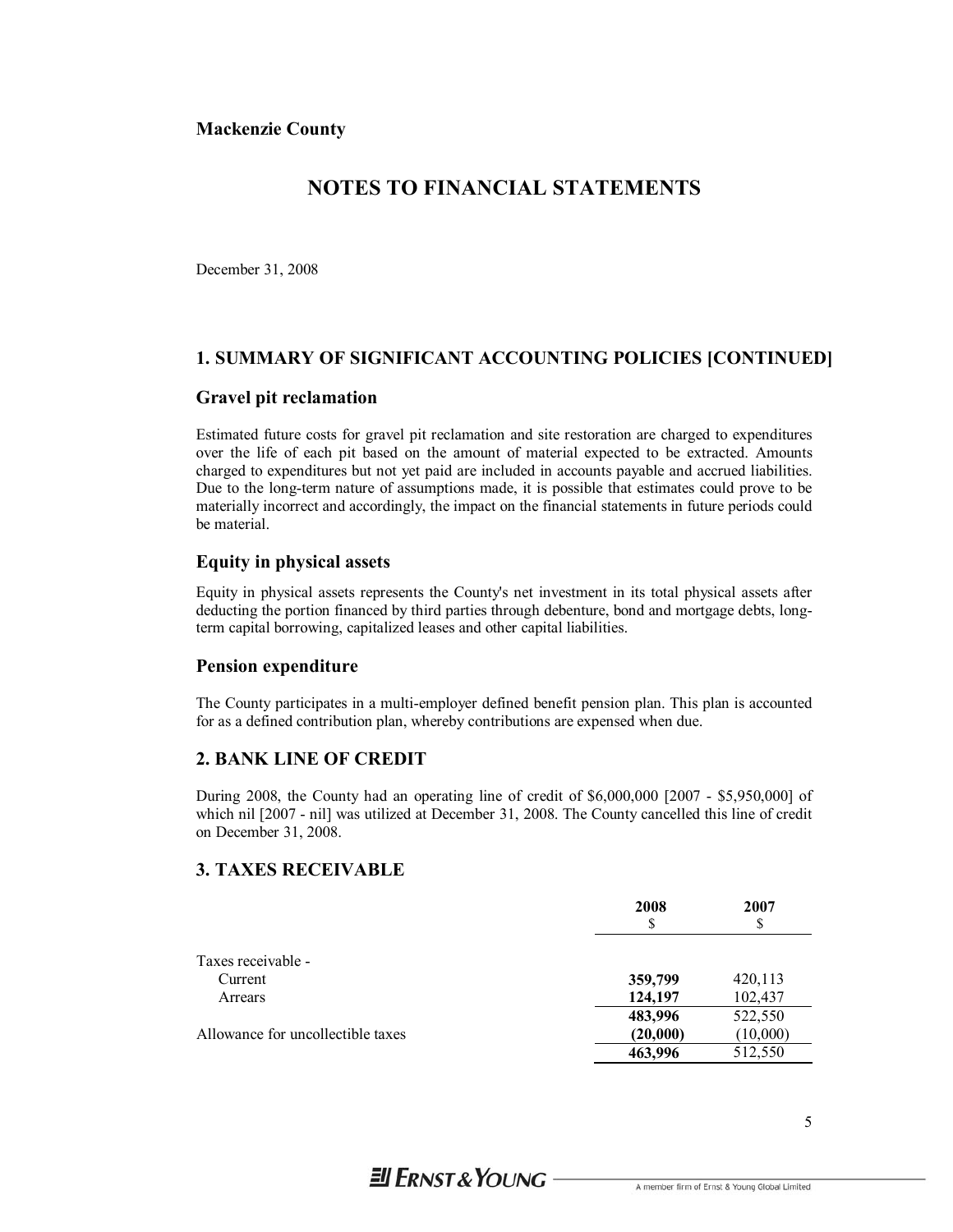**Mackenzie County**

# NOTES TO FINANCIAL STATEMENTS

December 31, 2008

## 1. SUMMARY OF SIGNIFICANT ACCOUNTING POLICIES [CONTINUED]

### Gravel pit reclamation

Estimated future costs for gravel pit reclamation and site restoration are charged to expenditures over the life of each pit based on the amount of material expected to be extracted. Amounts charged to expenditures but not yet paid are included in accounts payable and accrued liabilities. Due to the long-term nature of assumptions made, it is possible that estimates could prove to be materially incorrect and accordingly, the impact on the financial statements in future periods could be material.

### Equity in physical assets

Equity in physical assets represents the County's net investment in its total physical assets after deducting the portion financed by third parties through debenture, bond and mortgage debts, long-term capital borrowing, capitalized leases and other capital liabilities.

### Pension expenditure

The County participates in a multi-employer defined benefit pension plan. This plan is accounted for as a defined contribution plan, whereby contributions are expensed when due.

## 2. BANK LINE OF CREDIT

During 2008, the County had an operating line of credit of $6,000,000 [2007 - $5,950,000] of which nil [2007 - nil] was utilized at December 31, 2008. The County cancelled this line of credit on December 31, 2008.

## 3. TAXES RECEIVABLE

| | **2008**<br>$ | **2007**<br>$ |
|---|---|---|
| Taxes receivable - | | |
| Current | **359,799** | 420,113 |
| Arrears | **124,197** | 102,437 |
| | **483,996** | 522,550 |
| Allowance for uncollectible taxes | **(20,000)** | (10,000) |
| | **463,996** | 512,550 |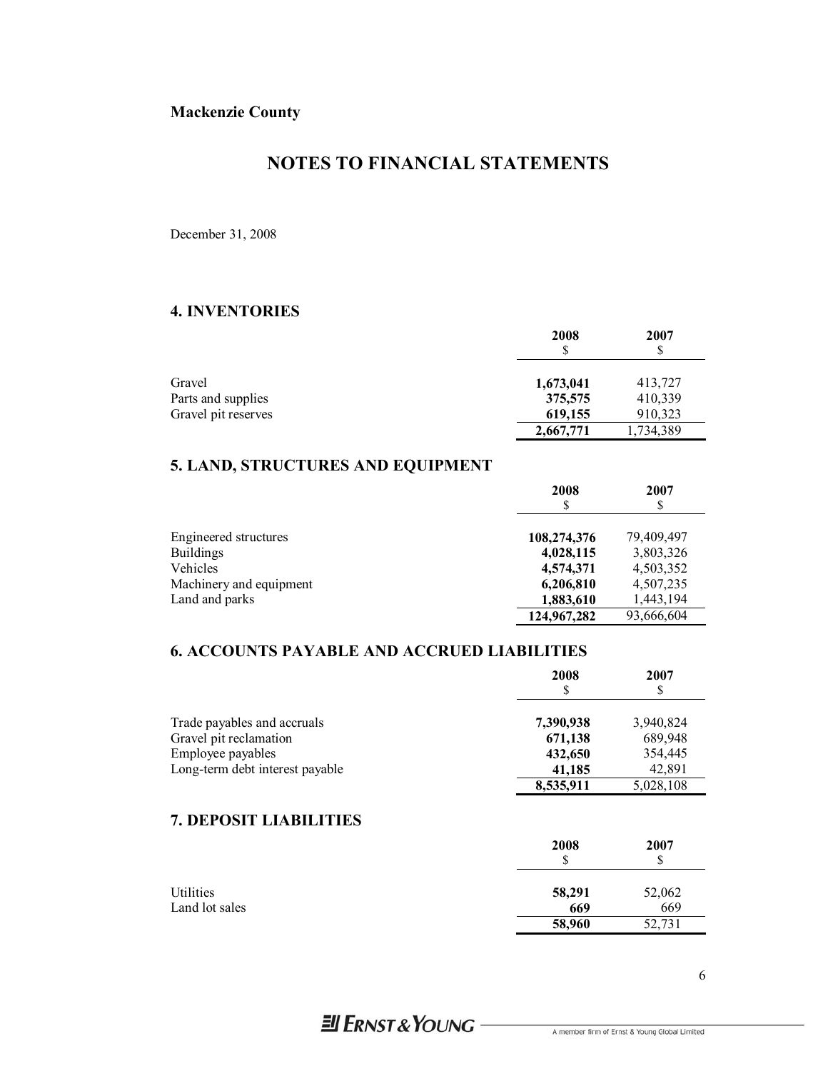**Mackenzie County**

# NOTES TO FINANCIAL STATEMENTS

December 31, 2008

## 4. INVENTORIES

| | 2008<br>$ | 2007<br>$ |
|---|---|---|
| Gravel | **1,673,041** | 413,727 |
| Parts and supplies | **375,575** | 410,339 |
| Gravel pit reserves | **619,155** | 910,323 |
| | **2,667,771** | 1,734,389 |

## 5. LAND, STRUCTURES AND EQUIPMENT

| | 2008<br>$ | 2007<br>$ |
|---|---|---|
| Engineered structures | **108,274,376** | 79,409,497 |
| Buildings | **4,028,115** | 3,803,326 |
| Vehicles | **4,574,371** | 4,503,352 |
| Machinery and equipment | **6,206,810** | 4,507,235 |
| Land and parks | **1,883,610** | 1,443,194 |
| | **124,967,282** | 93,666,604 |

## 6. ACCOUNTS PAYABLE AND ACCRUED LIABILITIES

| | 2008<br>$ | 2007<br>$ |
|---|---|---|
| Trade payables and accruals | **7,390,938** | 3,940,824 |
| Gravel pit reclamation | **671,138** | 689,948 |
| Employee payables | **432,650** | 354,445 |
| Long-term debt interest payable | **41,185** | 42,891 |
| | **8,535,911** | 5,028,108 |

## 7. DEPOSIT LIABILITIES

| | 2008<br>$ | 2007<br>$ |
|---|---|---|
| Utilities | **58,291** | 52,062 |
| Land lot sales | **669** | 669 |
| | **58,960** | 52,731 |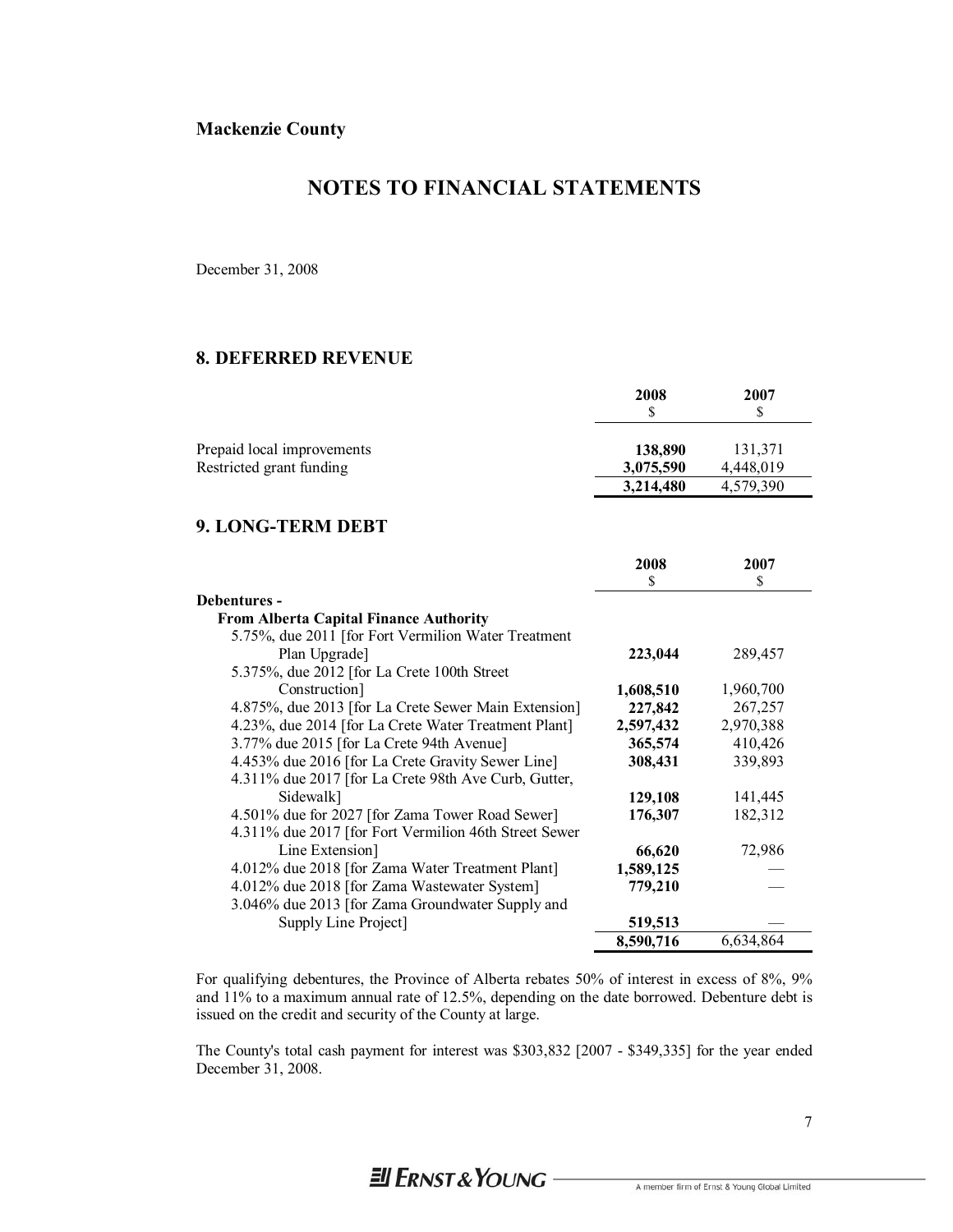**Mackenzie County**

# NOTES TO FINANCIAL STATEMENTS

December 31, 2008

## 8. DEFERRED REVENUE

| | 2008<br>$ | 2007<br>$ |
|---|---|---|
| Prepaid local improvements | **138,890** | 131,371 |
| Restricted grant funding | **3,075,590** | 4,448,019 |
| | **3,214,480** | 4,579,390 |

## 9. LONG-TERM DEBT

| | 2008<br>$ | 2007<br>$ |
|---|---|---|
| **Debentures -** | | |
| **From Alberta Capital Finance Authority** | | |
| 5.75%, due 2011 [for Fort Vermilion Water Treatment Plan Upgrade] | **223,044** | 289,457 |
| 5.375%, due 2012 [for La Crete 100th Street Construction] | **1,608,510** | 1,960,700 |
| 4.875%, due 2013 [for La Crete Sewer Main Extension] | **227,842** | 267,257 |
| 4.23%, due 2014 [for La Crete Water Treatment Plant] | **2,597,432** | 2,970,388 |
| 3.77% due 2015 [for La Crete 94th Avenue] | **365,574** | 410,426 |
| 4.453% due 2016 [for La Crete Gravity Sewer Line] | **308,431** | 339,893 |
| 4.311% due 2017 [for La Crete 98th Ave Curb, Gutter, Sidewalk] | **129,108** | 141,445 |
| 4.501% due for 2027 [for Zama Tower Road Sewer] | **176,307** | 182,312 |
| 4.311% due 2017 [for Fort Vermilion 46th Street Sewer Line Extension] | **66,620** | 72,986 |
| 4.012% due 2018 [for Zama Water Treatment Plant] | **1,589,125** | — |
| 4.012% due 2018 [for Zama Wastewater System] | **779,210** | — |
| 3.046% due 2013 [for Zama Groundwater Supply and Supply Line Project] | **519,513** | — |
| | **8,590,716** | 6,634,864 |

For qualifying debentures, the Province of Alberta rebates 50% of interest in excess of 8%, 9% and 11% to a maximum annual rate of 12.5%, depending on the date borrowed. Debenture debt is issued on the credit and security of the County at large.

The County's total cash payment for interest was $303,832 [2007 - $349,335] for the year ended December 31, 2008.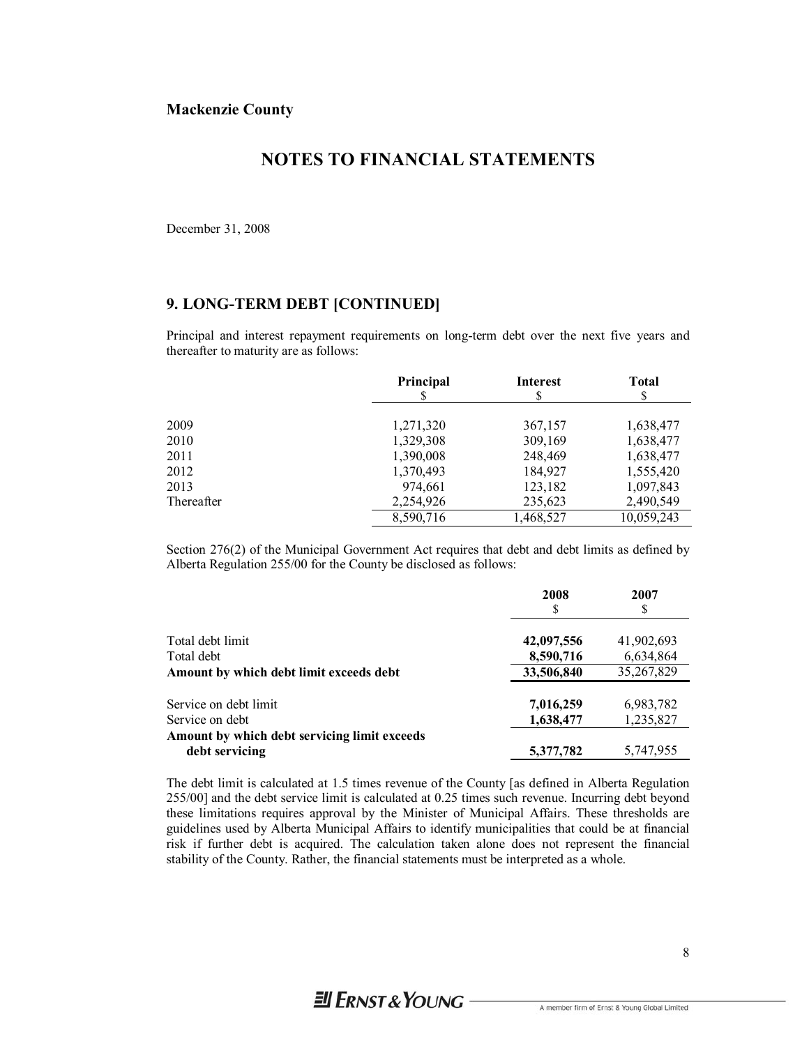**Mackenzie County**

# NOTES TO FINANCIAL STATEMENTS

December 31, 2008

## 9. LONG-TERM DEBT [CONTINUED]

Principal and interest repayment requirements on long-term debt over the next five years and thereafter to maturity are as follows:

| | Principal<br>$ | Interest<br>$ | Total<br>$ |
|---|---|---|---|
| 2009 | 1,271,320 | 367,157 | 1,638,477 |
| 2010 | 1,329,308 | 309,169 | 1,638,477 |
| 2011 | 1,390,008 | 248,469 | 1,638,477 |
| 2012 | 1,370,493 | 184,927 | 1,555,420 |
| 2013 | 974,661 | 123,182 | 1,097,843 |
| Thereafter | 2,254,926 | 235,623 | 2,490,549 |
| | 8,590,716 | 1,468,527 | 10,059,243 |

Section 276(2) of the Municipal Government Act requires that debt and debt limits as defined by Alberta Regulation 255/00 for the County be disclosed as follows:

| | 2008<br>$ | 2007<br>$ |
|---|---|---|
| Total debt limit | **42,097,556** | 41,902,693 |
| Total debt | **8,590,716** | 6,634,864 |
| **Amount by which debt limit exceeds debt** | **33,506,840** | 35,267,829 |
| | | |
| Service on debt limit | **7,016,259** | 6,983,782 |
| Service on debt | **1,638,477** | 1,235,827 |
| **Amount by which debt servicing limit exceeds debt servicing** | **5,377,782** | 5,747,955 |

The debt limit is calculated at 1.5 times revenue of the County [as defined in Alberta Regulation 255/00] and the debt service limit is calculated at 0.25 times such revenue. Incurring debt beyond these limitations requires approval by the Minister of Municipal Affairs. These thresholds are guidelines used by Alberta Municipal Affairs to identify municipalities that could be at financial risk if further debt is acquired. The calculation taken alone does not represent the financial stability of the County. Rather, the financial statements must be interpreted as a whole.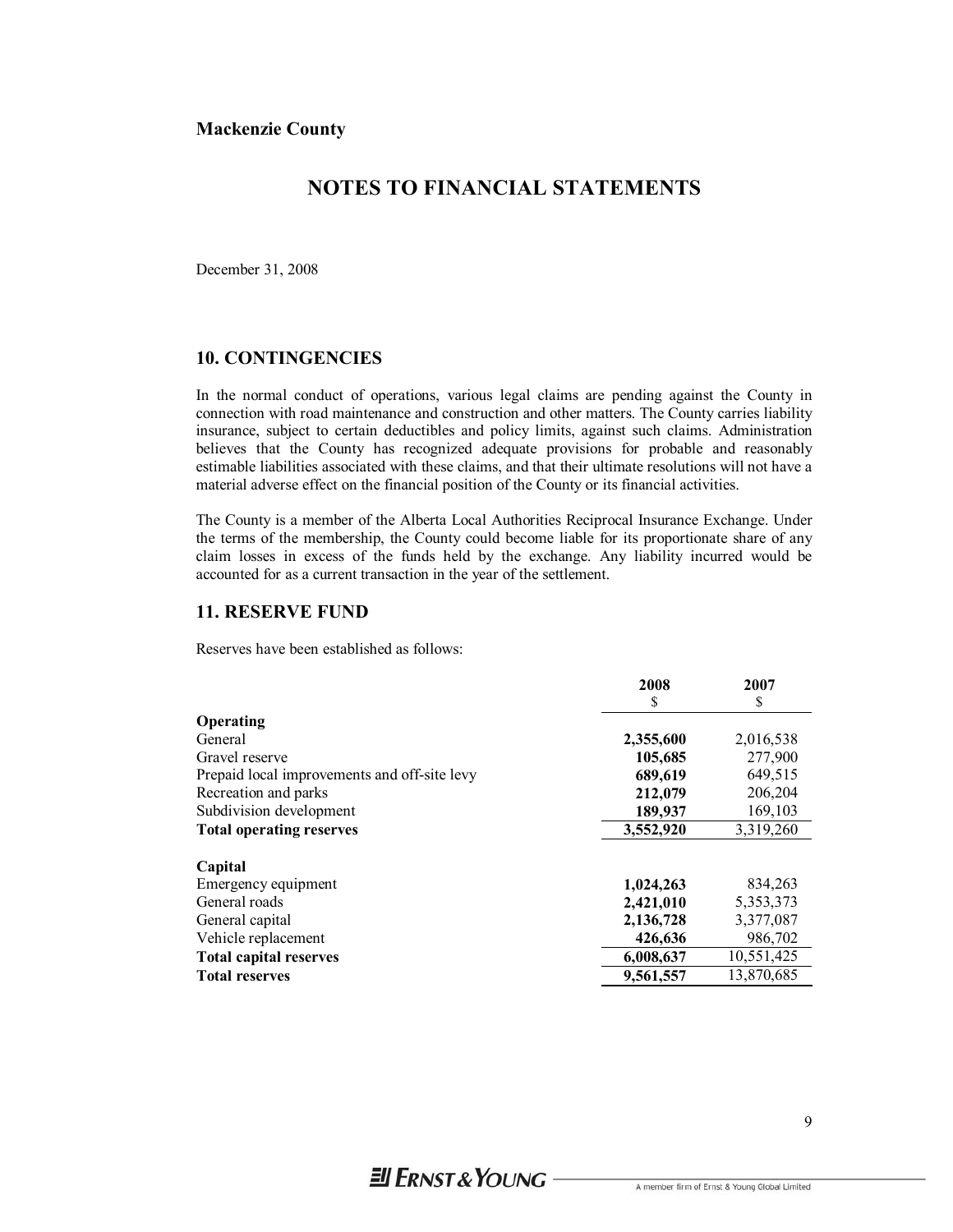**Mackenzie County**

# NOTES TO FINANCIAL STATEMENTS

December 31, 2008

## 10. CONTINGENCIES

In the normal conduct of operations, various legal claims are pending against the County in connection with road maintenance and construction and other matters. The County carries liability insurance, subject to certain deductibles and policy limits, against such claims. Administration believes that the County has recognized adequate provisions for probable and reasonably estimable liabilities associated with these claims, and that their ultimate resolutions will not have a material adverse effect on the financial position of the County or its financial activities.

The County is a member of the Alberta Local Authorities Reciprocal Insurance Exchange. Under the terms of the membership, the County could become liable for its proportionate share of any claim losses in excess of the funds held by the exchange. Any liability incurred would be accounted for as a current transaction in the year of the settlement.

## 11. RESERVE FUND

Reserves have been established as follows:

| | 2008<br>$ | 2007<br>$ |
|---|---|---|
| **Operating** | | |
| General | **2,355,600** | 2,016,538 |
| Gravel reserve | **105,685** | 277,900 |
| Prepaid local improvements and off-site levy | **689,619** | 649,515 |
| Recreation and parks | **212,079** | 206,204 |
| Subdivision development | **189,937** | 169,103 |
| **Total operating reserves** | **3,552,920** | 3,319,260 |
| | | |
| **Capital** | | |
| Emergency equipment | **1,024,263** | 834,263 |
| General roads | **2,421,010** | 5,353,373 |
| General capital | **2,136,728** | 3,377,087 |
| Vehicle replacement | **426,636** | 986,702 |
| **Total capital reserves** | **6,008,637** | 10,551,425 |
| **Total reserves** | **9,561,557** | 13,870,685 |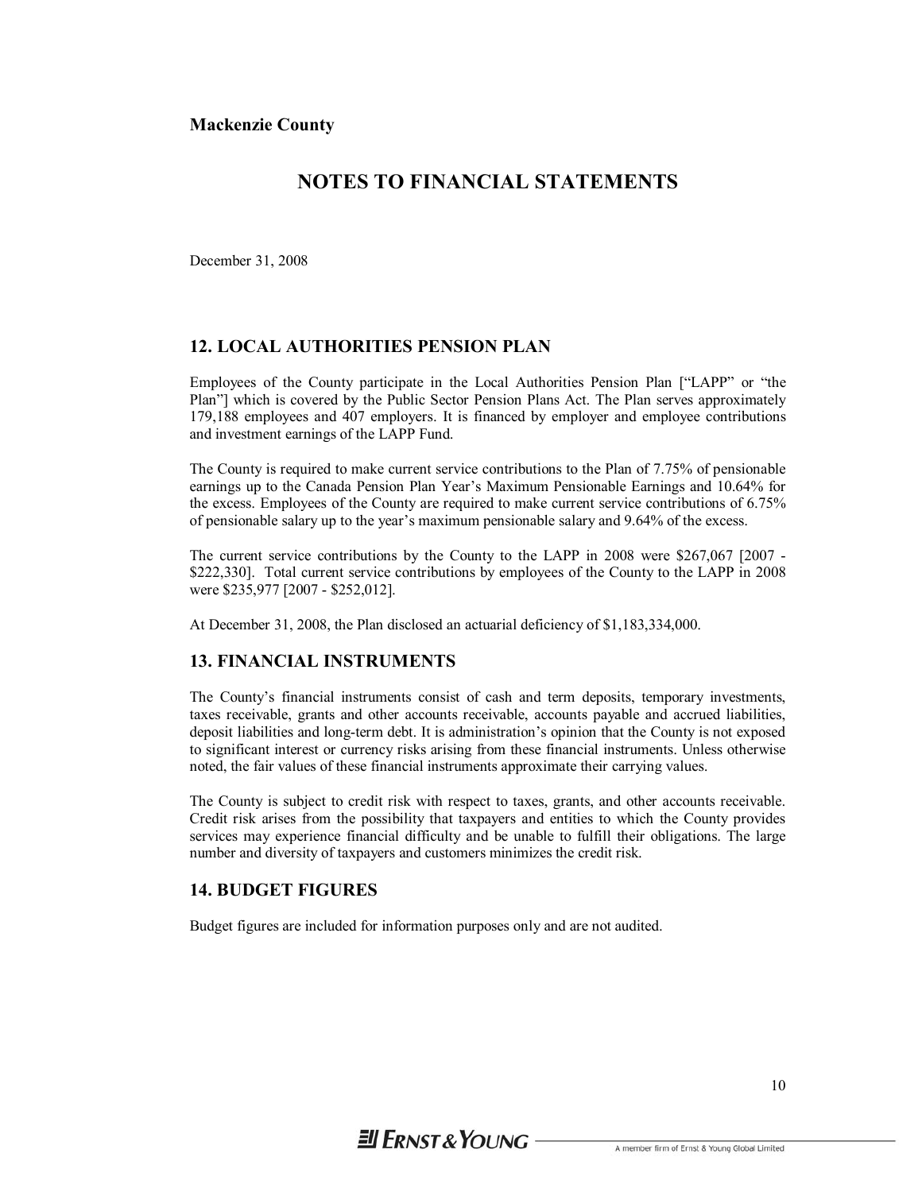**Mackenzie County**

# NOTES TO FINANCIAL STATEMENTS

December 31, 2008

## 12. LOCAL AUTHORITIES PENSION PLAN

Employees of the County participate in the Local Authorities Pension Plan ["LAPP" or "the Plan"] which is covered by the Public Sector Pension Plans Act. The Plan serves approximately 179,188 employees and 407 employers. It is financed by employer and employee contributions and investment earnings of the LAPP Fund.

The County is required to make current service contributions to the Plan of 7.75% of pensionable earnings up to the Canada Pension Plan Year's Maximum Pensionable Earnings and 10.64% for the excess. Employees of the County are required to make current service contributions of 6.75% of pensionable salary up to the year's maximum pensionable salary and 9.64% of the excess.

The current service contributions by the County to the LAPP in 2008 were $267,067 [2007 - $222,330]. Total current service contributions by employees of the County to the LAPP in 2008 were $235,977 [2007 - $252,012].

At December 31, 2008, the Plan disclosed an actuarial deficiency of $1,183,334,000.

## 13. FINANCIAL INSTRUMENTS

The County's financial instruments consist of cash and term deposits, temporary investments, taxes receivable, grants and other accounts receivable, accounts payable and accrued liabilities, deposit liabilities and long-term debt. It is administration's opinion that the County is not exposed to significant interest or currency risks arising from these financial instruments. Unless otherwise noted, the fair values of these financial instruments approximate their carrying values.

The County is subject to credit risk with respect to taxes, grants, and other accounts receivable. Credit risk arises from the possibility that taxpayers and entities to which the County provides services may experience financial difficulty and be unable to fulfill their obligations. The large number and diversity of taxpayers and customers minimizes the credit risk.

## 14. BUDGET FIGURES

Budget figures are included for information purposes only and are not audited.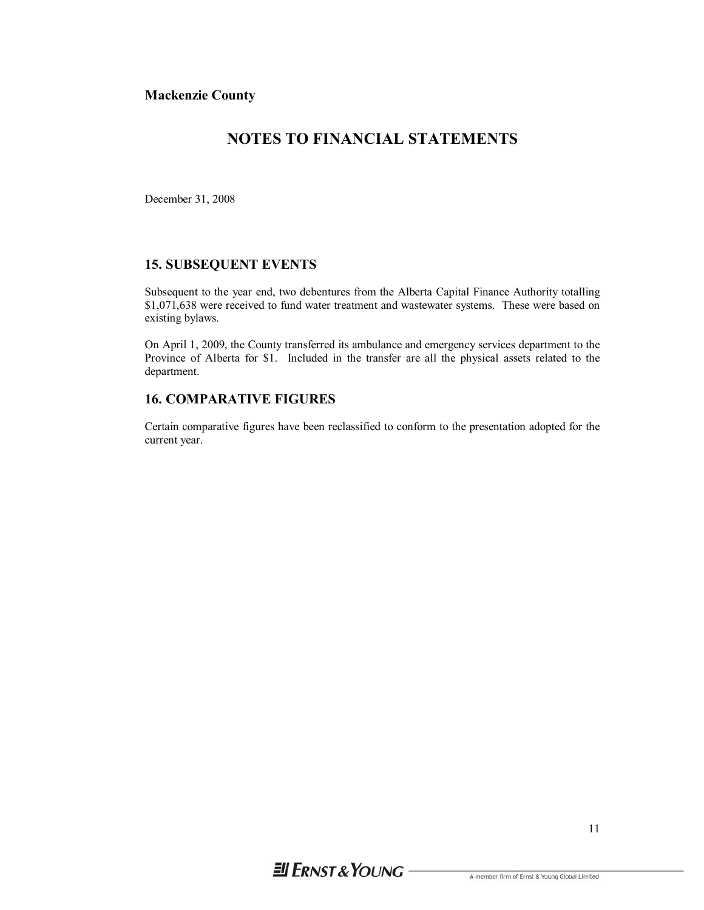**Mackenzie County**

# NOTES TO FINANCIAL STATEMENTS

December 31, 2008

## 15. SUBSEQUENT EVENTS

Subsequent to the year end, two debentures from the Alberta Capital Finance Authority totalling $1,071,638 were received to fund water treatment and wastewater systems. These were based on existing bylaws.

On April 1, 2009, the County transferred its ambulance and emergency services department to the Province of Alberta for $1. Included in the transfer are all the physical assets related to the department.

## 16. COMPARATIVE FIGURES

Certain comparative figures have been reclassified to conform to the presentation adopted for the current year.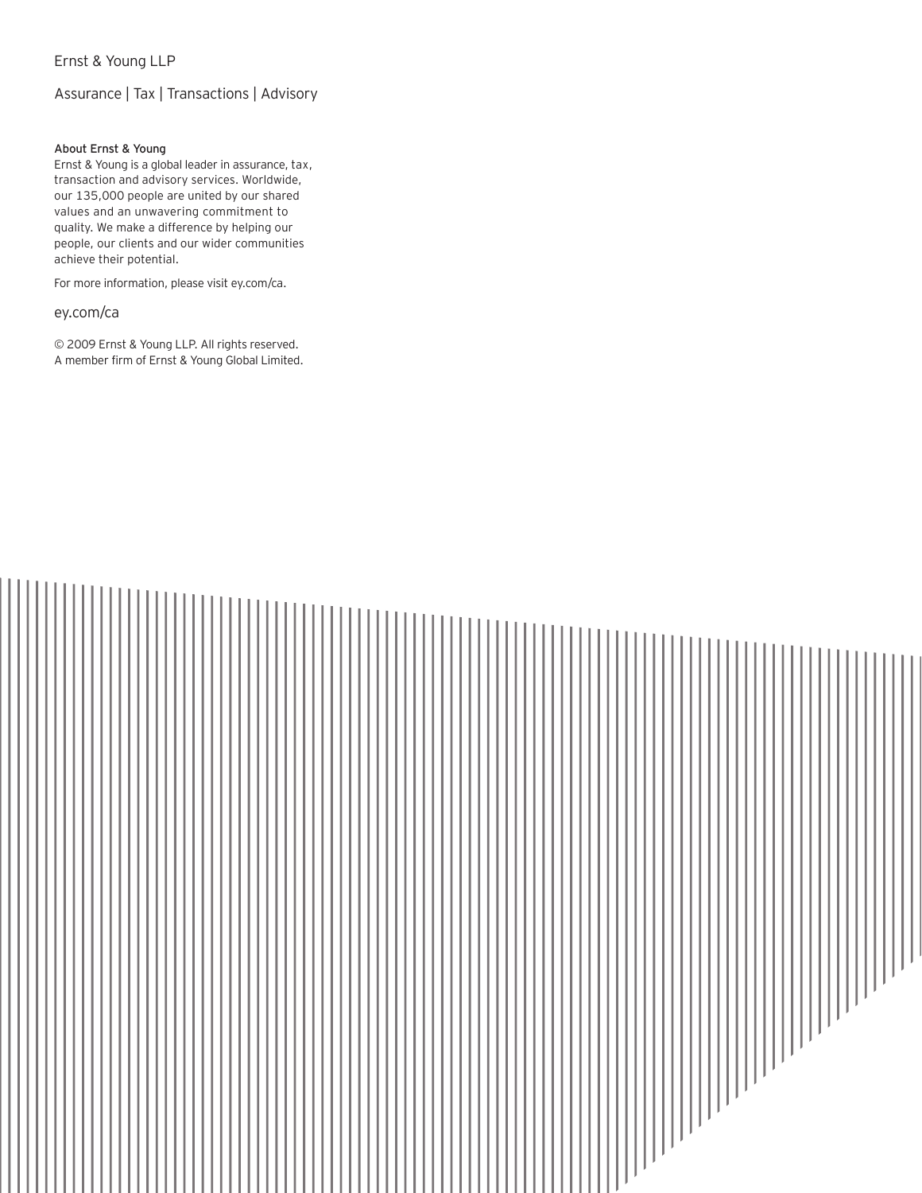Ernst & Young LLP

Assurance | Tax | Transactions | Advisory

**About Ernst & Young**

Ernst & Young is a global leader in assurance, tax, transaction and advisory services. Worldwide, our 135,000 people are united by our shared values and an unwavering commitment to quality. We make a difference by helping our people, our clients and our wider communities achieve their potential.

For more information, please visit ey.com/ca.

ey.com/ca

© 2009 Ernst & Young LLP. All rights reserved.
A member firm of Ernst & Young Global Limited.